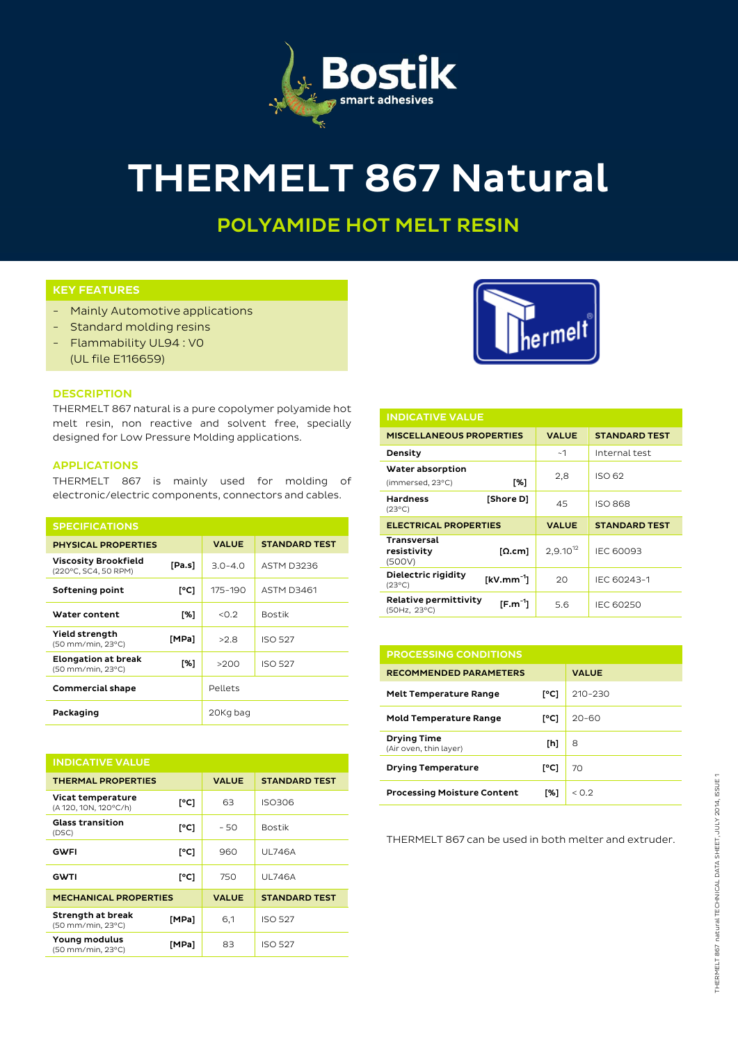# THERMELT 867 Natural

## POLYAMIDE HOT MELT RESIN

### KEY FEATURES

- Mainly Automotive applications
- Standard molding resins
- Flammability UL94 : V0 (UL file E116659)

### DESCRIPTION

THERMELT 867 natural is a pure copolymer polyamide hot melt resin, non reactive and solvent free, specially designed for Low Pressure Molding applications.

### APPLICATIONS

THERMELT 867 is mainly used for molding of electronic/electric components, connectors and cables.

### SPECIFICATIONS

| PHYSICAL PROPERTIES | | VALUE | STANDARD TEST |
|---|---|---|---|
| Viscosity Brookfield (220°C, SC4, 50 RPM) | [Pa.s] | 3.0-4.0 | ASTM D3236 |
| Softening point | [°C] | 175-190 | ASTM D3461 |
| Water content | [%] | <0.2 | Bostik |
| Yield strength (50 mm/min, 23°C) | [MPa] | >2.8 | ISO 527 |
| Elongation at break (50 mm/min, 23°C) | [%] | >200 | ISO 527 |
| Commercial shape | | Pellets | |
| Packaging | | 20Kg bag | |

### INDICATIVE VALUE

| THERMAL PROPERTIES | | VALUE | STANDARD TEST |
|---|---|---|---|
| Vicat temperature (A 120, 10N, 120°C/h) | [°C] | 63 | ISO306 |
| Glass transition (DSC) | [°C] | - 50 | Bostik |
| GWFI | [°C] | 960 | UL746A |
| GWTI | [°C] | 750 | UL746A |
| **MECHANICAL PROPERTIES** | | **VALUE** | **STANDARD TEST** |
| Strength at break (50 mm/min, 23°C) | [MPa] | 6,1 | ISO 527 |
| Young modulus (50 mm/min, 23°C) | [MPa] | 83 | ISO 527 |

### INDICATIVE VALUE

| MISCELLANEOUS PROPERTIES | | VALUE | STANDARD TEST |
|---|---|---|---|
| Density | | ~1 | Internal test |
| Water absorption (immersed, 23°C) | [%] | 2,8 | ISO 62 |
| Hardness (23°C) | [Shore D] | 45 | ISO 868 |
| **ELECTRICAL PROPERTIES** | | **VALUE** | **STANDARD TEST** |
| Transversal resistivity (500V) | [Ω.cm] | $2{,}9.10^{12}$ | IEC 60093 |
| Dielectric rigidity (23°C) | [$kV.mm^{-1}$] | 20 | IEC 60243-1 |
| Relative permittivity (50Hz, 23°C) | [$F.m^{-1}$] | 5.6 | IEC 60250 |

### PROCESSING CONDITIONS

| RECOMMENDED PARAMETERS | | VALUE |
|---|---|---|
| Melt Temperature Range | [°C] | 210-230 |
| Mold Temperature Range | [°C] | 20-60 |
| Drying Time (Air oven, thin layer) | [h] | 8 |
| Drying Temperature | [°C] | 70 |
| Processing Moisture Content | [%] | < 0.2 |

THERMELT 867 can be used in both melter and extruder.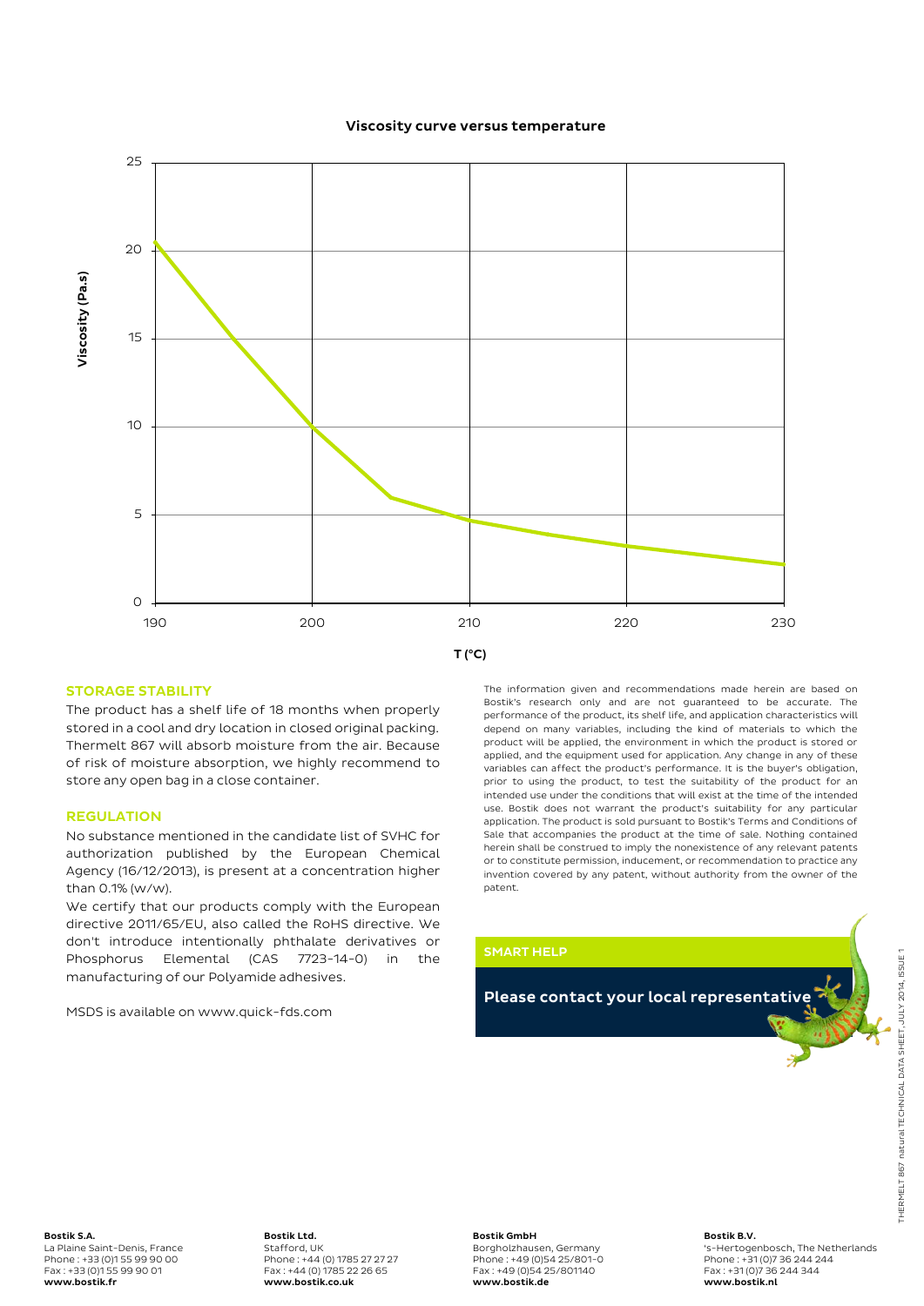**Viscosity curve versus temperature**

Viscosity (Pa.s)

25
20
15
10
5
0

190 200 210 220 230

T (°C)

## STORAGE STABILITY

The product has a shelf life of 18 months when properly stored in a cool and dry location in closed original packing. Thermelt 867 will absorb moisture from the air. Because of risk of moisture absorption, we highly recommend to store any open bag in a close container.

## REGULATION

No substance mentioned in the candidate list of SVHC for authorization published by the European Chemical Agency (16/12/2013), is present at a concentration higher than 0.1% (w/w).

We certify that our products comply with the European directive 2011/65/EU, also called the RoHS directive. We don't introduce intentionally phthalate derivatives or Phosphorus Elemental (CAS 7723-14-0) in the manufacturing of our Polyamide adhesives.

MSDS is available on www.quick-fds.com

The information given and recommendations made herein are based on Bostik's research only and are not guaranteed to be accurate. The performance of the product, its shelf life, and application characteristics will depend on many variables, including the kind of materials to which the product will be applied, the environment in which the product is stored or applied, and the equipment used for application. Any change in any of these variables can affect the product's performance. It is the buyer's obligation, prior to using the product, to test the suitability of the product for an intended use under the conditions that will exist at the time of the intended use. Bostik does not warrant the product's suitability for any particular application. The product is sold pursuant to Bostik's Terms and Conditions of Sale that accompanies the product at the time of sale. Nothing contained herein shall be construed to imply the nonexistence of any relevant patents or to constitute permission, inducement, or recommendation to practice any invention covered by any patent, without authority from the owner of the patent.

**SMART HELP**

**Please contact your local representative**

THERMELT 867 natural TECHNICAL DATA SHEET, JULY 2014, ISSUE 1

**Bostik S.A.**
La Plaine Saint-Denis, France
Phone : +33 (0)1 55 99 90 00
Fax : +33 (0)1 55 99 90 01
**www.bostik.fr**

**Bostik Ltd.**
Stafford, UK
Phone : +44 (0) 1785 27 27 27
Fax : +44 (0) 1785 22 26 65
**www.bostik.co.uk**

**Bostik GmbH**
Borgholzhausen, Germany
Phone : +49 (0)54 25/801-0
Fax : +49 (0)54 25/801140
**www.bostik.de**

**Bostik B.V.**
's-Hertogenbosch, The Netherlands
Phone : +31 (0)7 36 244 244
Fax : +31 (0)7 36 244 344
**www.bostik.nl**